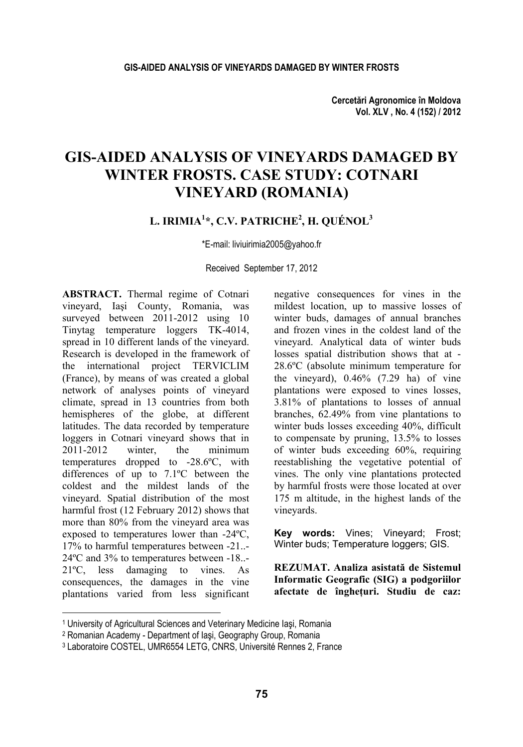# GIS-AIDED ANALYSIS OF VINEYARDS DAMAGED BY WINTER FROSTS. CASE STUDY: COTNARI VINEYARD (ROMANIA)

**L. IRIMIA[1]*, C.V. PATRICHE[2], H. QUÉNOL[3]**

*E-mail: liviuirimia2005@yahoo.fr

Received September 17, 2012

**ABSTRACT.** Thermal regime of Cotnari vineyard, Iaşi County, Romania, was surveyed between 2011-2012 using 10 Tinytag temperature loggers TK-4014, spread in 10 different lands of the vineyard. Research is developed in the framework of the international project TERVICLIM (France), by means of was created a global network of analyses points of vineyard climate, spread in 13 countries from both hemispheres of the globe, at different latitudes. The data recorded by temperature loggers in Cotnari vineyard shows that in 2011-2012 winter, the minimum temperatures dropped to -28.6ºC, with differences of up to 7.1ºC between the coldest and the mildest lands of the vineyard. Spatial distribution of the most harmful frost (12 February 2012) shows that more than 80% from the vineyard area was exposed to temperatures lower than -24ºC, 17% to harmful temperatures between -21..-24ºC and 3% to temperatures between -18..-21ºC, less damaging to vines. As consequences, the damages in the vine plantations varied from less significant negative consequences for vines in the mildest location, up to massive losses of winter buds, damages of annual branches and frozen vines in the coldest land of the vineyard. Analytical data of winter buds losses spatial distribution shows that at -28.6ºC (absolute minimum temperature for the vineyard), 0.46% (7.29 ha) of vine plantations were exposed to vines losses, 3.81% of plantations to losses of annual branches, 62.49% from vine plantations to winter buds losses exceeding 40%, difficult to compensate by pruning, 13.5% to losses of winter buds exceeding 60%, requiring reestablishing the vegetative potential of vines. The only vine plantations protected by harmful frosts were those located at over 175 m altitude, in the highest lands of the vineyards.

**Key words:** Vines; Vineyard; Frost; Winter buds; Temperature loggers; GIS.

**REZUMAT. Analiza asistată de Sistemul Informatic Geografic (SIG) a podgoriilor afectate de îngheţuri. Studiu de caz:**

---

[1] University of Agricultural Sciences and Veterinary Medicine Iaşi, Romania

[2] Romanian Academy - Department of Iaşi, Geography Group, Romania

[3] Laboratoire COSTEL, UMR6554 LETG, CNRS, Université Rennes 2, France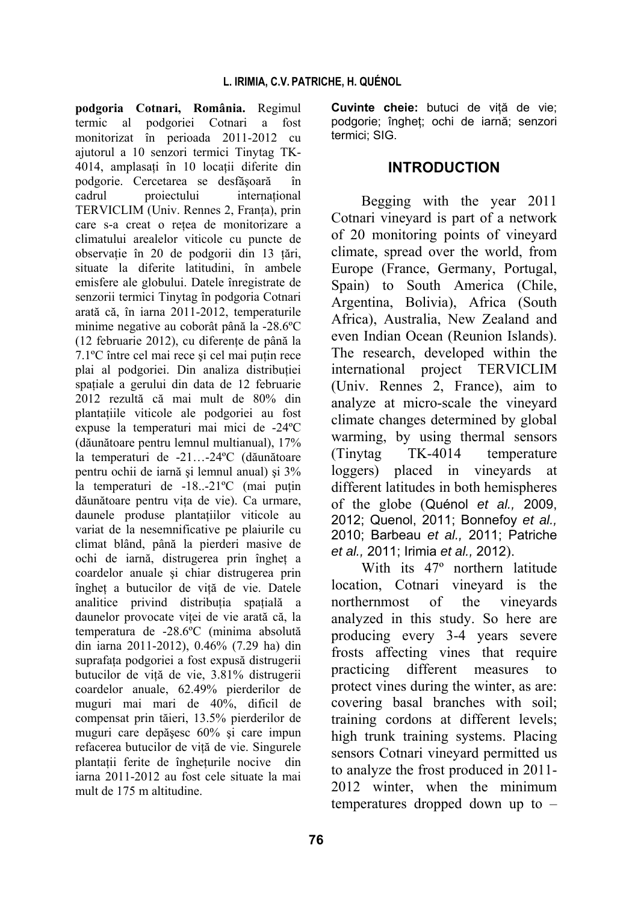**podgoria Cotnari, România.** Regimul termic al podgoriei Cotnari a fost monitorizat în perioada 2011-2012 cu ajutorul a 10 senzori termici Tinytag TK-4014, amplasaţi în 10 locaţii diferite din podgorie. Cercetarea se desfăşoară în cadrul proiectului internaţional TERVICLIM (Univ. Rennes 2, Franţa), prin care s-a creat o reţea de monitorizare a climatului arealelor viticole cu puncte de observaţie în 20 de podgorii din 13 ţări, situate la diferite latitudini, în ambele emisfere ale globului. Datele înregistrate de senzorii termici Tinytag în podgoria Cotnari arată că, în iarna 2011-2012, temperaturile minime negative au coborât până la -28.6ºC (12 februarie 2012), cu diferenţe de până la 7.1ºC între cel mai rece şi cel mai puţin rece plai al podgoriei. Din analiza distribuţiei spaţiale a gerului din data de 12 februarie 2012 rezultă că mai mult de 80% din plantaţiile viticole ale podgoriei au fost expuse la temperaturi mai mici de -24ºC (dăunătoare pentru lemnul multianual), 17% la temperaturi de -21…-24ºC (dăunătoare pentru ochii de iarnă şi lemnul anual) şi 3% la temperaturi de -18..-21ºC (mai puţin dăunătoare pentru viţa de vie). Ca urmare, daunele produse plantaţiilor viticole au variat de la nesemnificative pe plaiurile cu climat blând, până la pierderi masive de ochi de iarnă, distrugerea prin îngheţ a coardelor anuale şi chiar distrugerea prin îngheţ a butucilor de viţă de vie. Datele analitice privind distribuţia spaţială a daunelor provocate viţei de vie arată că, la temperatura de -28.6ºC (minima absolută din iarna 2011-2012), 0.46% (7.29 ha) din suprafaţa podgoriei a fost expusă distrugerii butucilor de viţă de vie, 3.81% distrugerii coardelor anuale, 62.49% pierderilor de muguri mai mari de 40%, dificil de compensat prin tăieri, 13.5% pierderilor de muguri care depăşesc 60% şi care impun refacerea butucilor de viţă de vie. Singurele plantaţii ferite de îngheţurile nocive din iarna 2011-2012 au fost cele situate la mai mult de 175 m altitudine.

**Cuvinte cheie:** butuci de viţă de vie; podgorie; îngheţ; ochi de iarnă; senzori termici; SIG.

## INTRODUCTION

Begging with the year 2011 Cotnari vineyard is part of a network of 20 monitoring points of vineyard climate, spread over the world, from Europe (France, Germany, Portugal, Spain) to South America (Chile, Argentina, Bolivia), Africa (South Africa), Australia, New Zealand and even Indian Ocean (Reunion Islands). The research, developed within the international project TERVICLIM (Univ. Rennes 2, France), aim to analyze at micro-scale the vineyard climate changes determined by global warming, by using thermal sensors (Tinytag TK-4014 temperature loggers) placed in vineyards at different latitudes in both hemispheres of the globe (Quénol *et al.,* 2009, 2012; Quenol, 2011; Bonnefoy *et al.,* 2010; Barbeau *et al.,* 2011; Patriche *et al.,* 2011; Irimia *et al.,* 2012).

With its 47º northern latitude location, Cotnari vineyard is the northernmost of the vineyards analyzed in this study. So here are producing every 3-4 years severe frosts affecting vines that require practicing different measures to protect vines during the winter, as are: covering basal branches with soil; training cordons at different levels; high trunk training systems. Placing sensors Cotnari vineyard permitted us to analyze the frost produced in 2011-2012 winter, when the minimum temperatures dropped down up to –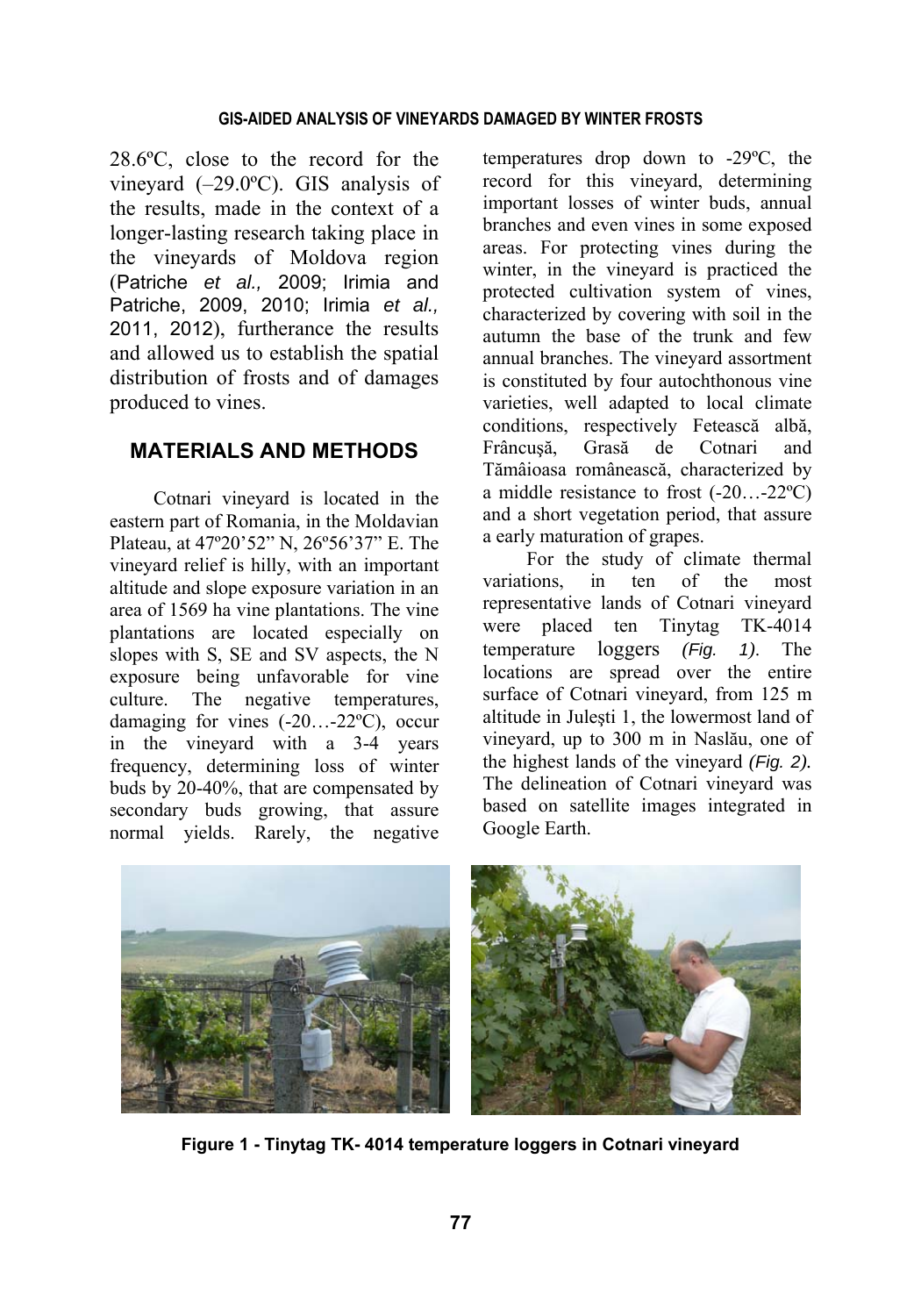28.6ºC, close to the record for the vineyard (–29.0ºC). GIS analysis of the results, made in the context of a longer-lasting research taking place in the vineyards of Moldova region (Patriche *et al.,* 2009; Irimia and Patriche, 2009, 2010; Irimia *et al.,* 2011, 2012), furtherance the results and allowed us to establish the spatial distribution of frosts and of damages produced to vines.

## MATERIALS AND METHODS

Cotnari vineyard is located in the eastern part of Romania, in the Moldavian Plateau, at 47º20'52" N, 26º56'37" E. The vineyard relief is hilly, with an important altitude and slope exposure variation in an area of 1569 ha vine plantations. The vine plantations are located especially on slopes with S, SE and SV aspects, the N exposure being unfavorable for vine culture. The negative temperatures, damaging for vines (-20…-22ºC), occur in the vineyard with a 3-4 years frequency, determining loss of winter buds by 20-40%, that are compensated by secondary buds growing, that assure normal yields. Rarely, the negative temperatures drop down to -29ºC, the record for this vineyard, determining important losses of winter buds, annual branches and even vines in some exposed areas. For protecting vines during the winter, in the vineyard is practiced the protected cultivation system of vines, characterized by covering with soil in the autumn the base of the trunk and few annual branches. The vineyard assortment is constituted by four autochthonous vine varieties, well adapted to local climate conditions, respectively Fetească albă, Frâncușă, Grasă de Cotnari and Tămâioasa românească, characterized by a middle resistance to frost (-20…-22ºC) and a short vegetation period, that assure a early maturation of grapes.

For the study of climate thermal variations, in ten of the most representative lands of Cotnari vineyard were placed ten Tinytag TK-4014 temperature loggers *(Fig. 1)*. The locations are spread over the entire surface of Cotnari vineyard, from 125 m altitude in Julești 1, the lowermost land of vineyard, up to 300 m in Naslău, one of the highest lands of the vineyard *(Fig. 2).* The delineation of Cotnari vineyard was based on satellite images integrated in Google Earth.

**Figure 1 - Tinytag TK- 4014 temperature loggers in Cotnari vineyard**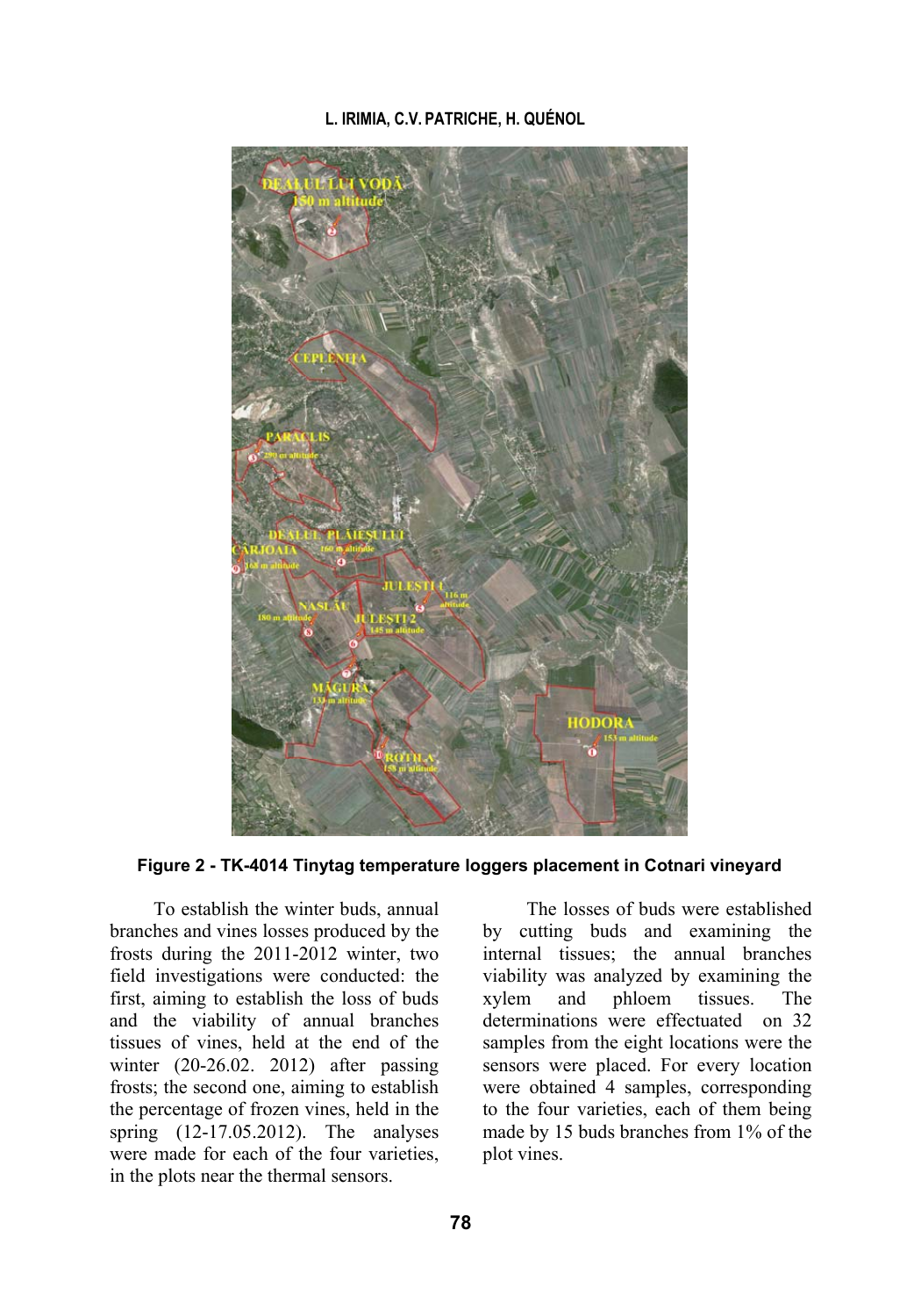**Figure 2 - TK-4014 Tinytag temperature loggers placement in Cotnari vineyard**

To establish the winter buds, annual branches and vines losses produced by the frosts during the 2011-2012 winter, two field investigations were conducted: the first, aiming to establish the loss of buds and the viability of annual branches tissues of vines, held at the end of the winter (20-26.02. 2012) after passing frosts; the second one, aiming to establish the percentage of frozen vines, held in the spring (12-17.05.2012). The analyses were made for each of the four varieties, in the plots near the thermal sensors.

The losses of buds were established by cutting buds and examining the internal tissues; the annual branches viability was analyzed by examining the xylem and phloem tissues. The determinations were effectuated on 32 samples from the eight locations were the sensors were placed. For every location were obtained 4 samples, corresponding to the four varieties, each of them being made by 15 buds branches from 1% of the plot vines.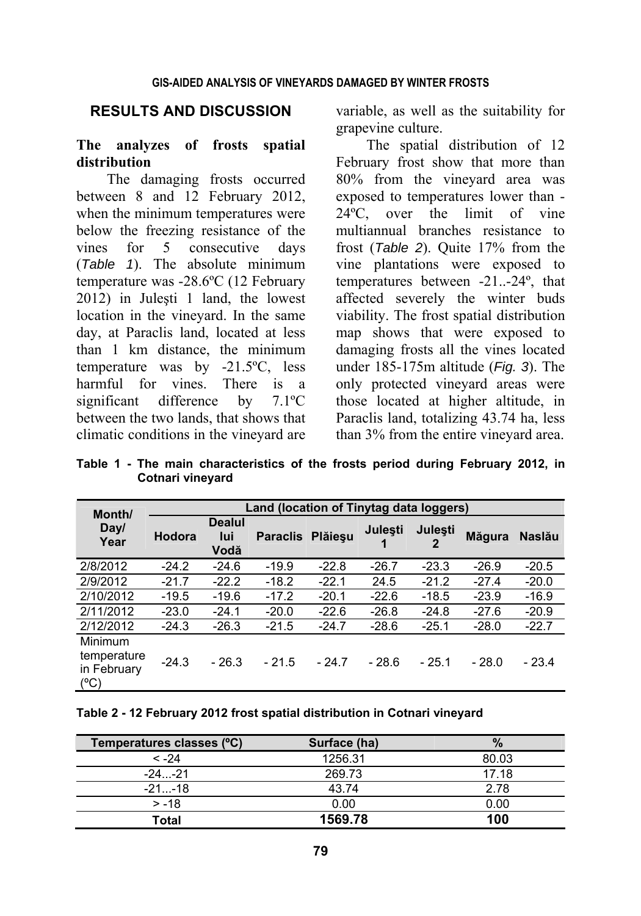## RESULTS AND DISCUSSION

### The analyzes of frosts spatial distribution

The damaging frosts occurred between 8 and 12 February 2012, when the minimum temperatures were below the freezing resistance of the vines for 5 consecutive days (*Table 1*). The absolute minimum temperature was -28.6ºC (12 February 2012) in Juleşti 1 land, the lowest location in the vineyard. In the same day, at Paraclis land, located at less than 1 km distance, the minimum temperature was by -21.5ºC, less harmful for vines. There is a significant difference by 7.1ºC between the two lands, that shows that climatic conditions in the vineyard are variable, as well as the suitability for grapevine culture.

The spatial distribution of 12 February frost show that more than 80% from the vineyard area was exposed to temperatures lower than -24ºC, over the limit of vine multiannual branches resistance to frost (*Table 2*). Quite 17% from the vine plantations were exposed to temperatures between -21..-24º, that affected severely the winter buds viability. The frost spatial distribution map shows that were exposed to damaging frosts all the vines located under 185-175m altitude (*Fig. 3*). The only protected vineyard areas were those located at higher altitude, in Paraclis land, totalizing 43.74 ha, less than 3% from the entire vineyard area.

**Table 1 - The main characteristics of the frosts period during February 2012, in Cotnari vineyard**

| Month/ Day/ Year | Land (location of Tinytag data loggers) | | | | | | | |
|---|---|---|---|---|---|---|---|---|
| | Hodora | Dealul lui Vodă | Paraclis | Plăieşu | Juleşti 1 | Juleşti 2 | Măgura | Naslău |
| 2/8/2012 | -24.2 | -24.6 | -19.9 | -22.8 | -26.7 | -23.3 | -26.9 | -20.5 |
| 2/9/2012 | -21.7 | -22.2 | -18.2 | -22.1 | 24.5 | -21.2 | -27.4 | -20.0 |
| 2/10/2012 | -19.5 | -19.6 | -17.2 | -20.1 | -22.6 | -18.5 | -23.9 | -16.9 |
| 2/11/2012 | -23.0 | -24.1 | -20.0 | -22.6 | -26.8 | -24.8 | -27.6 | -20.9 |
| 2/12/2012 | -24.3 | -26.3 | -21.5 | -24.7 | -28.6 | -25.1 | -28.0 | -22.7 |
| Minimum temperature in February (ºC) | -24.3 | - 26.3 | - 21.5 | - 24.7 | - 28.6 | - 25.1 | - 28.0 | - 23.4 |

**Table 2 - 12 February 2012 frost spatial distribution in Cotnari vineyard**

| Temperatures classes (ºC) | Surface (ha) | % |
|---|---|---|
| < -24 | 1256.31 | 80.03 |
| -24...-21 | 269.73 | 17.18 |
| -21...-18 | 43.74 | 2.78 |
| > -18 | 0.00 | 0.00 |
| **Total** | **1569.78** | **100** |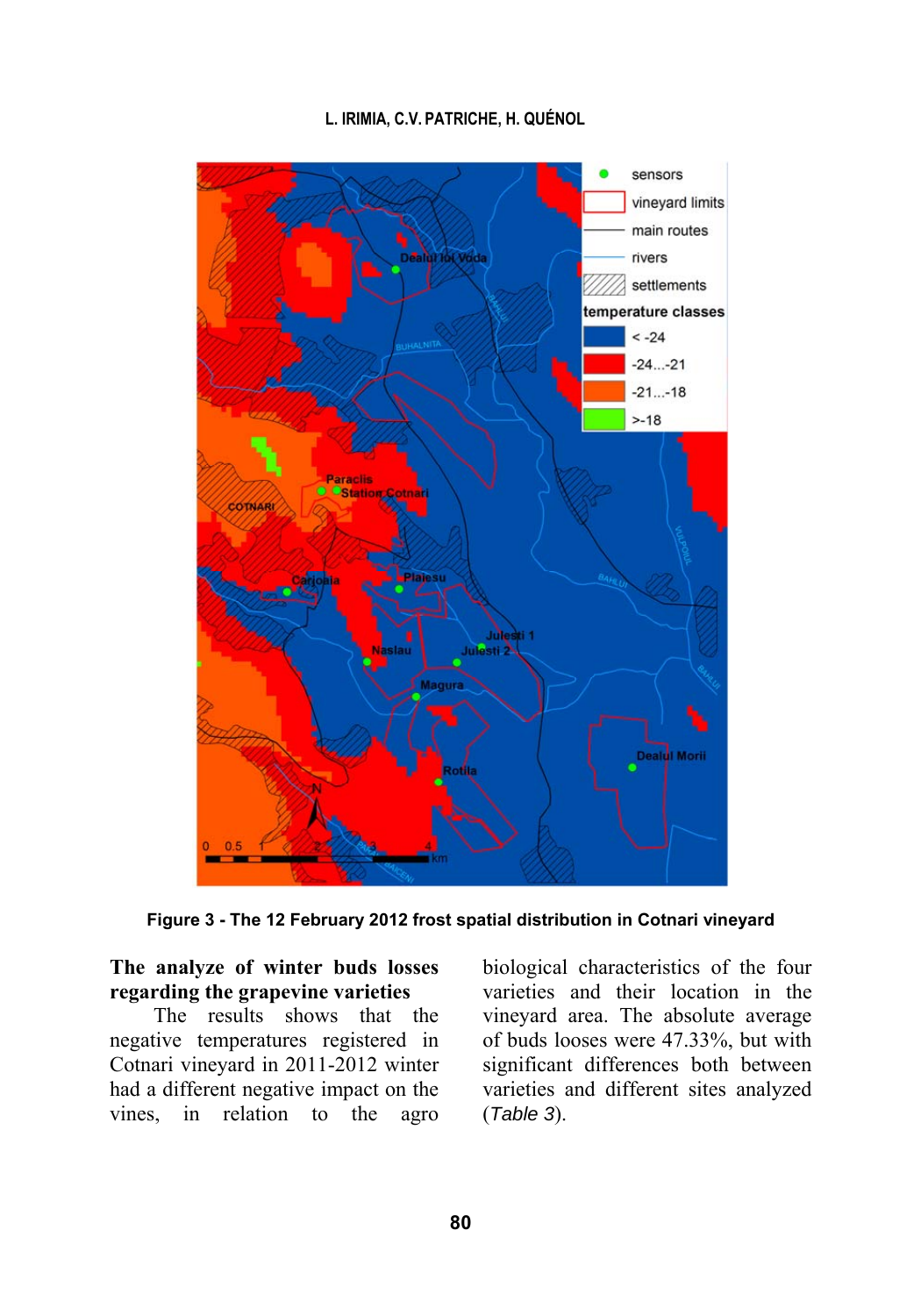Figure 3 - The 12 February 2012 frost spatial distribution in Cotnari vineyard

**The analyze of winter buds losses regarding the grapevine varieties**

The results shows that the negative temperatures registered in Cotnari vineyard in 2011-2012 winter had a different negative impact on the vines, in relation to the agro biological characteristics of the four varieties and their location in the vineyard area. The absolute average of buds looses were 47.33%, but with significant differences both between varieties and different sites analyzed (*Table 3*).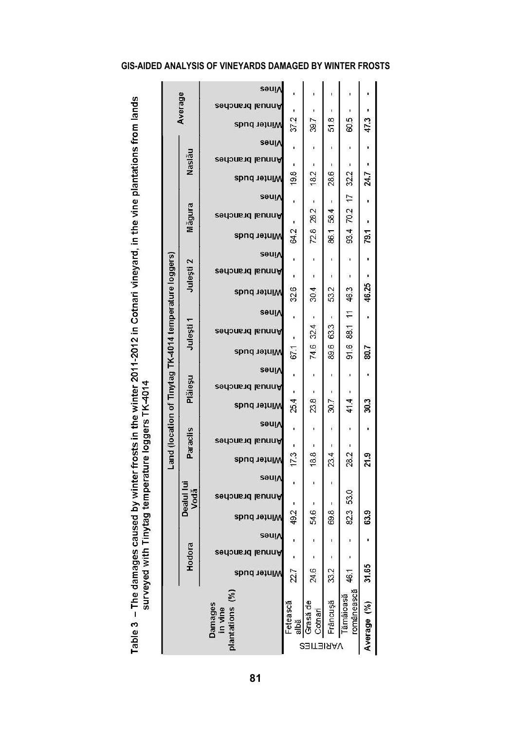Table 3 – The damages caused by winter frosts in the winter 2011-2012 in Cotnari vineyard, in the vine plantations from lands surveyed with Tinytag temperature loggers TK-4014

| Damages in vine plantations (%) | Land (location of Tinytag TK-4014 temperature loggers) | | | | | | | | | | | | | | | | | | | | | | | | | | |
|---|---|---|---|---|---|---|---|---|---|---|---|---|---|---|---|---|---|---|---|---|---|---|---|---|---|---|---|
| | Hodora | | | Dealul lui Vodă | | | Paraclis | | | Plăieşu | | | Juleşti 1 | | | Juleşti 2 | | | Măgura | | | Naslău | | | Average | | |
| VARIETIES | Winter buds | Annual branches | Vines | Winter buds | Annual branches | Vines | Winter buds | Annual branches | Vines | Winter buds | Annual branches | Vines | Winter buds | Annual branches | Vines | Winter buds | Annual branches | Vines | Winter buds | Annual branches | Vines | Winter buds | Annual branches | Vines | Winter buds | Annual branches | Vines |
| Fetească albă | 22.7 | - | - | 49.2 | - | - | 17.3 | - | - | 25.4 | - | - | 67.1 | - | - | 32.6 | - | - | 64.2 | - | - | 19.8 | - | - | 37.2 | - | - |
| Grasă de Cotnari | 24.6 | - | - | 54.6 | - | - | 18.8 | - | - | 23.8 | - | - | 74.6 | 32.4 | - | 30.4 | - | - | 72.8 | 28.2 | - | 18.2 | - | - | 39.7 | - | - |
| Frâncuşă | 33.2 | - | - | 69.8 | - | - | 23.4 | - | - | 30.7 | - | - | 89.6 | 63.3 | - | 53.2 | - | - | 86.1 | 58.4 | - | 28.6 | - | - | 51.8 | - | - |
| Tămâioasă românească | 46.1 | - | - | 82.3 | 53.0 | - | 28.2 | - | - | 41.4 | - | - | 91.6 | 88.1 | 11 | 46.3 | - | - | 93.4 | 70.2 | 17 | 32.2 | - | - | 60.5 | - | - |
| **Average (%)** | **31.65** | **-** | **-** | **63.9** | **-** | **-** | **21.9** | **-** | **-** | **30.3** | **-** | **-** | **80.7** | **-** | **-** | **46.25** | **-** | **-** | **79.1** | **-** | **-** | **24.7** | **-** | **-** | **47.3** | **-** | **-** |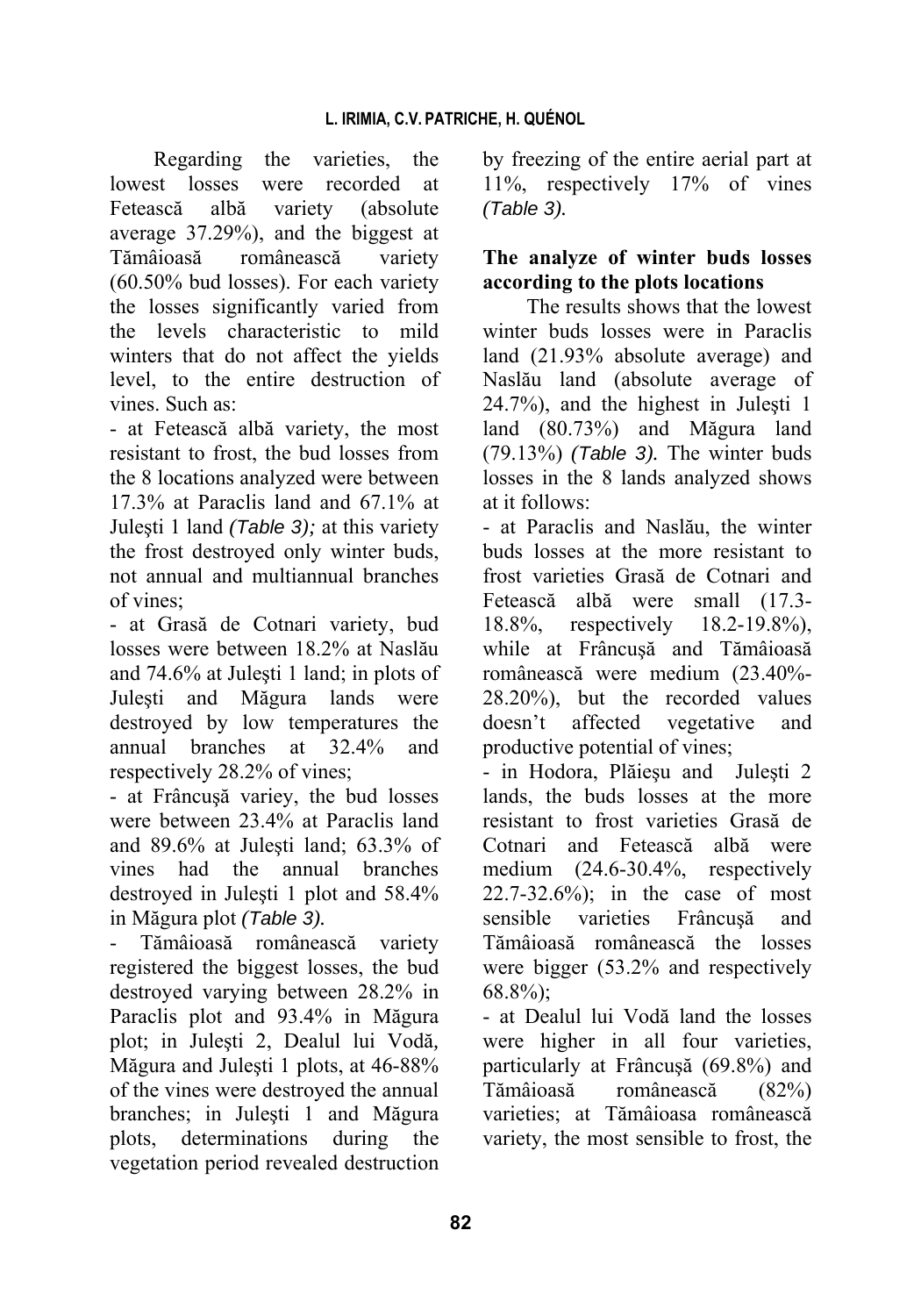Regarding the varieties, the lowest losses were recorded at Fetească albă variety (absolute average 37.29%), and the biggest at Tămâioasă românească variety (60.50% bud losses). For each variety the losses significantly varied from the levels characteristic to mild winters that do not affect the yields level, to the entire destruction of vines. Such as:

- at Fetească albă variety, the most resistant to frost, the bud losses from the 8 locations analyzed were between 17.3% at Paraclis land and 67.1% at Juleşti 1 land *(Table 3);* at this variety the frost destroyed only winter buds, not annual and multiannual branches of vines;
- at Grasă de Cotnari variety, bud losses were between 18.2% at Naslău and 74.6% at Juleşti 1 land; in plots of Juleşti and Măgura lands were destroyed by low temperatures the annual branches at 32.4% and respectively 28.2% of vines;
- at Frâncuşă variey, the bud losses were between 23.4% at Paraclis land and 89.6% at Juleşti land; 63.3% of vines had the annual branches destroyed in Juleşti 1 plot and 58.4% in Măgura plot *(Table 3).*
- Tămâioasă românească variety registered the biggest losses, the bud destroyed varying between 28.2% in Paraclis plot and 93.4% in Măgura plot; in Juleşti 2, Dealul lui Vodă, Măgura and Juleşti 1 plots, at 46-88% of the vines were destroyed the annual branches; in Juleşti 1 and Măgura plots, determinations during the vegetation period revealed destruction by freezing of the entire aerial part at 11%, respectively 17% of vines *(Table 3).*

**The analyze of winter buds losses according to the plots locations**

The results shows that the lowest winter buds losses were in Paraclis land (21.93% absolute average) and Naslău land (absolute average of 24.7%), and the highest in Juleşti 1 land (80.73%) and Măgura land (79.13%) *(Table 3).* The winter buds losses in the 8 lands analyzed shows at it follows:

- at Paraclis and Naslău, the winter buds losses at the more resistant to frost varieties Grasă de Cotnari and Fetească albă were small (17.3-18.8%, respectively 18.2-19.8%), while at Frâncuşă and Tămâioasă românească were medium (23.40%-28.20%), but the recorded values doesn't affected vegetative and productive potential of vines;
- in Hodora, Plăieşu and Juleşti 2 lands, the buds losses at the more resistant to frost varieties Grasă de Cotnari and Fetească albă were medium (24.6-30.4%, respectively 22.7-32.6%); in the case of most sensible varieties Frâncuşă and Tămâioasă românească the losses were bigger (53.2% and respectively 68.8%);
- at Dealul lui Vodă land the losses were higher in all four varieties, particularly at Frâncuşă (69.8%) and Tămâioasă românească (82%) varieties; at Tămâioasa românească variety, the most sensible to frost, the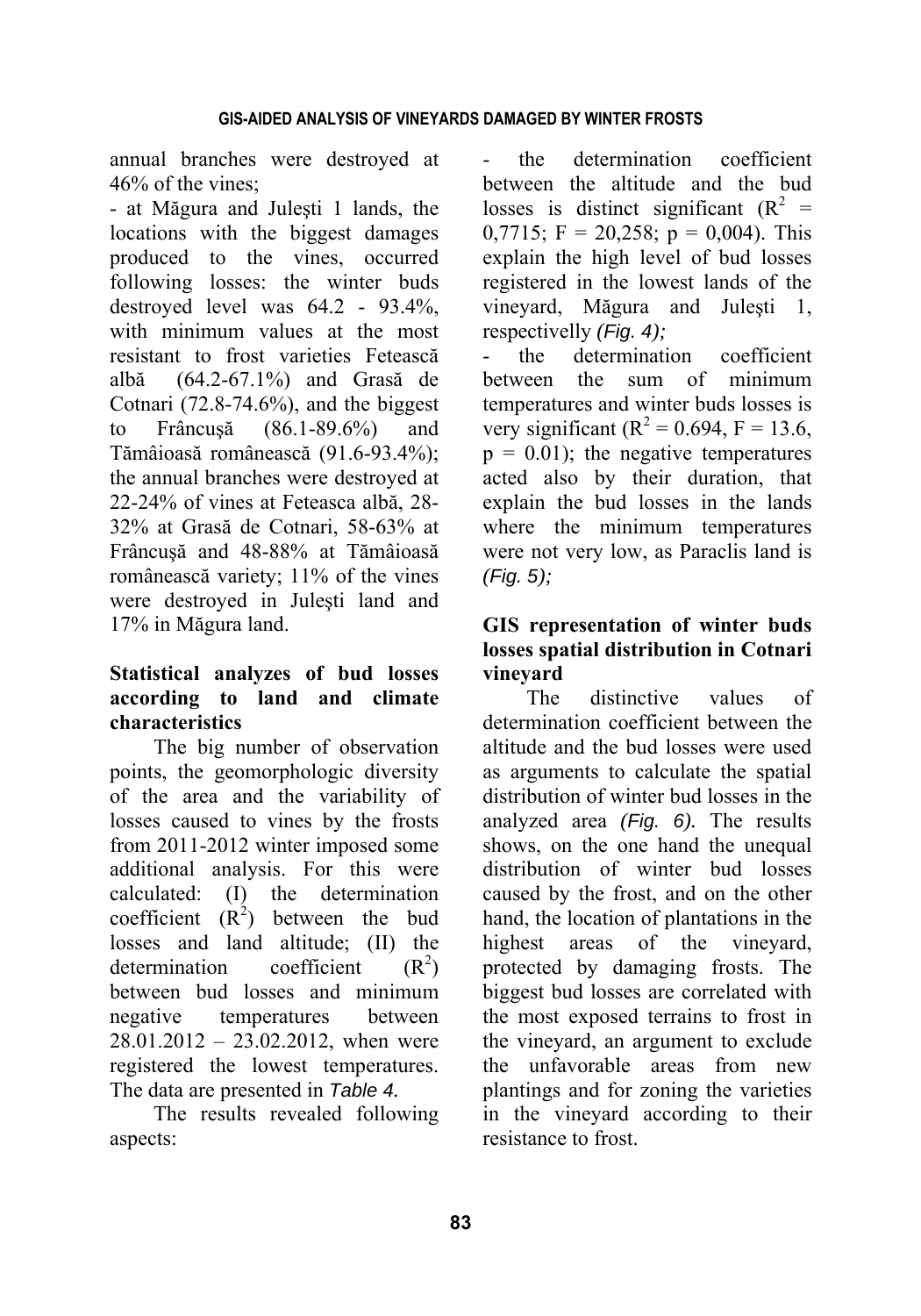annual branches were destroyed at 46% of the vines;

- at Măgura and Juleşti 1 lands, the locations with the biggest damages produced to the vines, occurred following losses: the winter buds destroyed level was 64.2 - 93.4%, with minimum values at the most resistant to frost varieties Fetească albă (64.2-67.1%) and Grasă de Cotnari (72.8-74.6%), and the biggest to Francuşă (86.1-89.6%) and Tămâioasă românească (91.6-93.4%); the annual branches were destroyed at 22-24% of vines at Feteasca albă, 28-32% at Grasă de Cotnari, 58-63% at Frâncuşă and 48-88% at Tămâioasă românească variety; 11% of the vines were destroyed in Juleşti land and 17% in Măgura land.

### Statistical analyzes of bud losses according to land and climate characteristics

The big number of observation points, the geomorphologic diversity of the area and the variability of losses caused to vines by the frosts from 2011-2012 winter imposed some additional analysis. For this were calculated: (I) the determination coefficient ($R^2$) between the bud losses and land altitude; (II) the determination coefficient ($R^2$) between bud losses and minimum negative temperatures between 28.01.2012 – 23.02.2012, when were registered the lowest temperatures. The data are presented in *Table 4.*

The results revealed following aspects:

- the determination coefficient between the altitude and the bud losses is distinct significant ($R^2$ = 0,7715; F = 20,258; p = 0,004). This explain the high level of bud losses registered in the lowest lands of the vineyard, Măgura and Juleşti 1, respectivelly *(Fig. 4);*
- the determination coefficient between the sum of minimum temperatures and winter buds losses is very significant ($R^2$ = 0.694, F = 13.6, p = 0.01); the negative temperatures acted also by their duration, that explain the bud losses in the lands where the minimum temperatures were not very low, as Paraclis land is *(Fig. 5);*

### GIS representation of winter buds losses spatial distribution in Cotnari vineyard

The distinctive values of determination coefficient between the altitude and the bud losses were used as arguments to calculate the spatial distribution of winter bud losses in the analyzed area *(Fig. 6).* The results shows, on the one hand the unequal distribution of winter bud losses caused by the frost, and on the other hand, the location of plantations in the highest areas of the vineyard, protected by damaging frosts. The biggest bud losses are correlated with the most exposed terrains to frost in the vineyard, an argument to exclude the unfavorable areas from new plantings and for zoning the varieties in the vineyard according to their resistance to frost.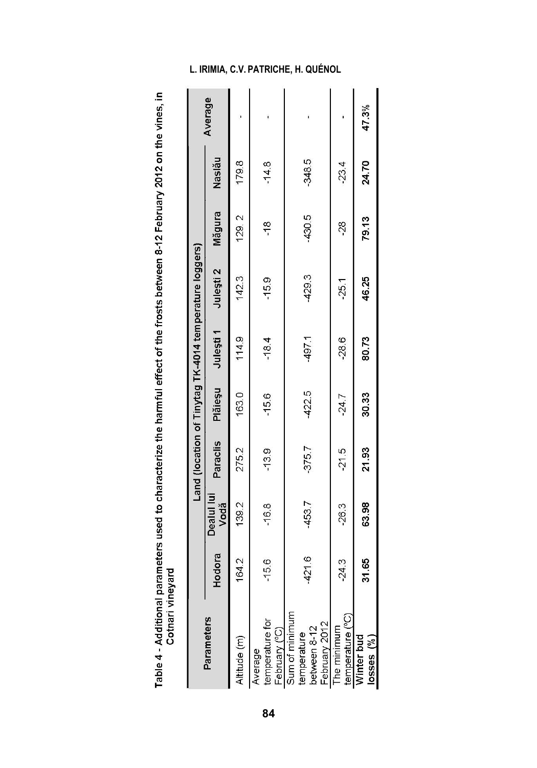**Table 4 - Additional parameters used to characterize the harmful effect of the frosts between 8-12 February 2012 on the vines, in Cotnari vineyard**

| Parameters | Land (location of Tinytag TK-4014 temperature loggers) | | | | | | | | Average |
|---|---|---|---|---|---|---|---|---|---|
| | Hodora | Dealul lui Vodă | Paraclis | Plăieșu | Julești 1 | Julești 2 | Măgura | Naslău | |
| Altitude (m) | 164.2 | 139.2 | 275.2 | 163.0 | 114.9 | 142.3 | 129. 2 | 179.8 | - |
| Average temperature for February (ºC) | -15.6 | -16.8 | -13.9 | -15.6 | -18.4 | -15.9 | -18 | -14.8 | - |
| Sum of minimum temperature between 8-12 February 2012 | -421.6 | -453.7 | -375.7 | -422.5 | -497.1 | -429.3 | -430.5 | -348.5 | - |
| The minimum temperature (ºC) | -24.3 | -26.3 | -21.5 | -24.7 | -28.6 | -25.1 | -28 | -23.4 | - |
| **Winter bud losses (%)** | **31.65** | **63.98** | **21.93** | **30.33** | **80.73** | **46.25** | **79.13** | **24.70** | **47.3%** |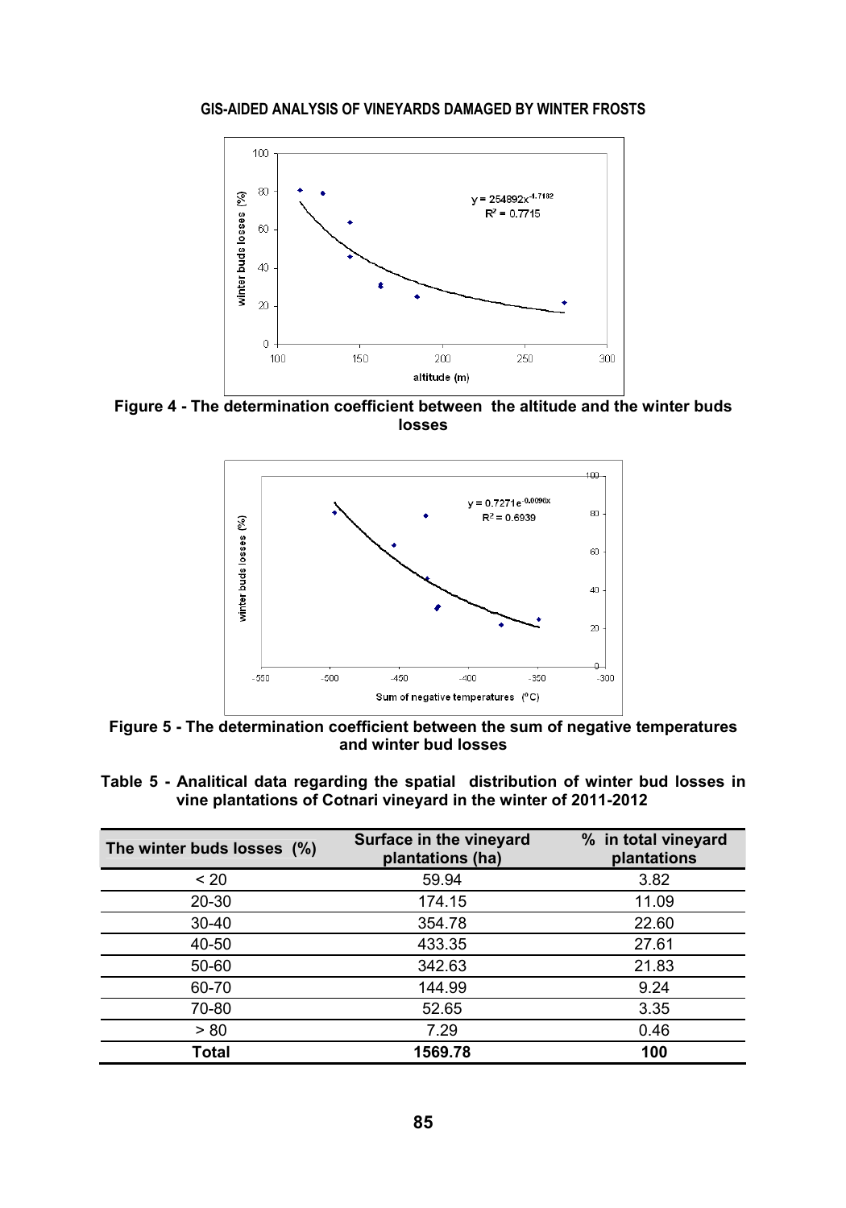Figure 4 - The determination coefficient between the altitude and the winter buds losses

Figure 5 - The determination coefficient between the sum of negative temperatures and winter bud losses

**Table 5 - Analitical data regarding the spatial distribution of winter bud losses in vine plantations of Cotnari vineyard in the winter of 2011-2012**

| The winter buds losses (%) | Surface in the vineyard plantations (ha) | % in total vineyard plantations |
|---|---|---|
| < 20 | 59.94 | 3.82 |
| 20-30 | 174.15 | 11.09 |
| 30-40 | 354.78 | 22.60 |
| 40-50 | 433.35 | 27.61 |
| 50-60 | 342.63 | 21.83 |
| 60-70 | 144.99 | 9.24 |
| 70-80 | 52.65 | 3.35 |
| > 80 | 7.29 | 0.46 |
| **Total** | **1569.78** | **100** |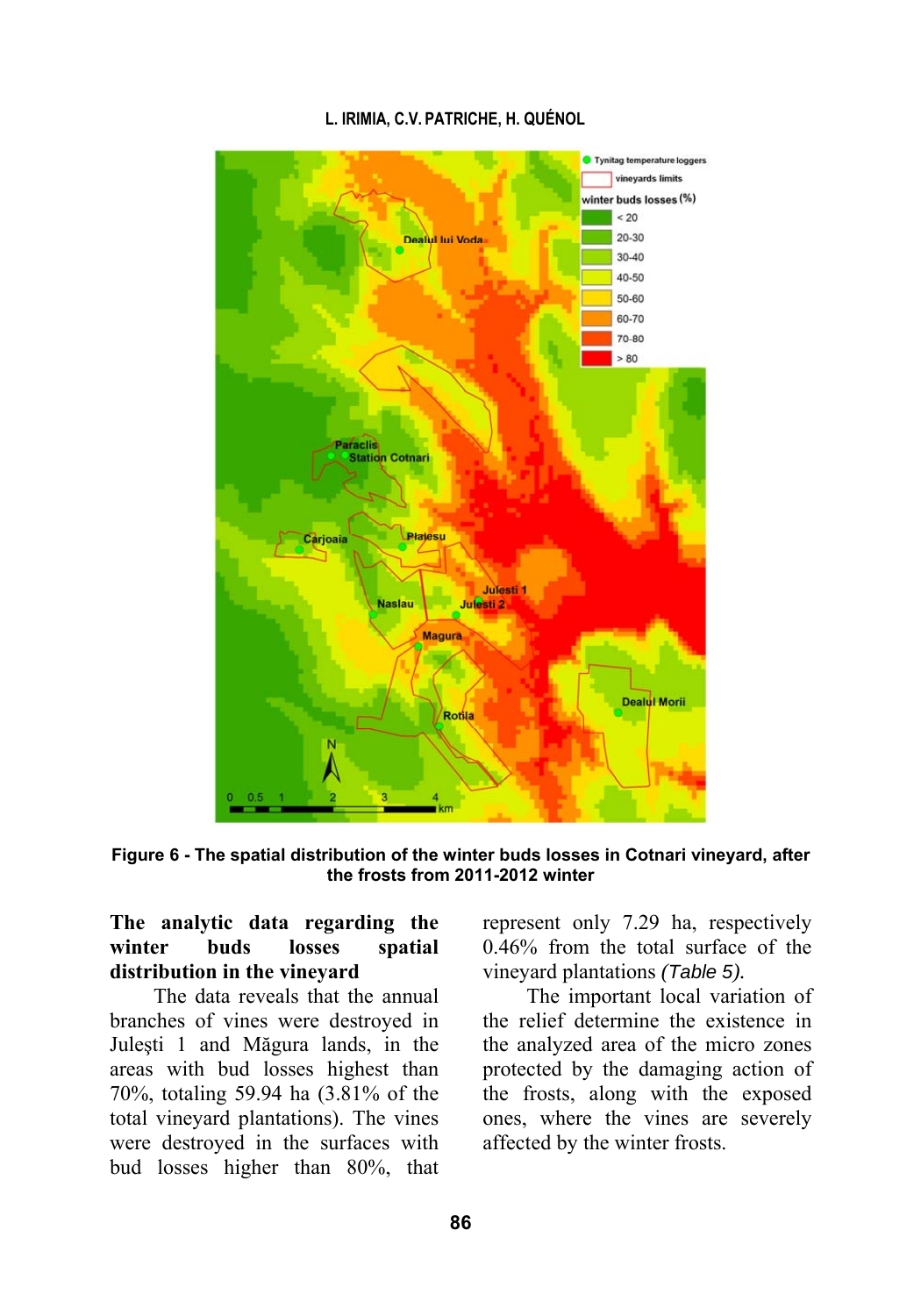Figure 6 - The spatial distribution of the winter buds losses in Cotnari vineyard, after the frosts from 2011-2012 winter

**The analytic data regarding the winter buds losses spatial distribution in the vineyard**

The data reveals that the annual branches of vines were destroyed in Juleşti 1 and Măgura lands, in the areas with bud losses highest than 70%, totaling 59.94 ha (3.81% of the total vineyard plantations). The vines were destroyed in the surfaces with bud losses higher than 80%, that represent only 7.29 ha, respectively 0.46% from the total surface of the vineyard plantations *(Table 5).*

The important local variation of the relief determine the existence in the analyzed area of the micro zones protected by the damaging action of the frosts, along with the exposed ones, where the vines are severely affected by the winter frosts.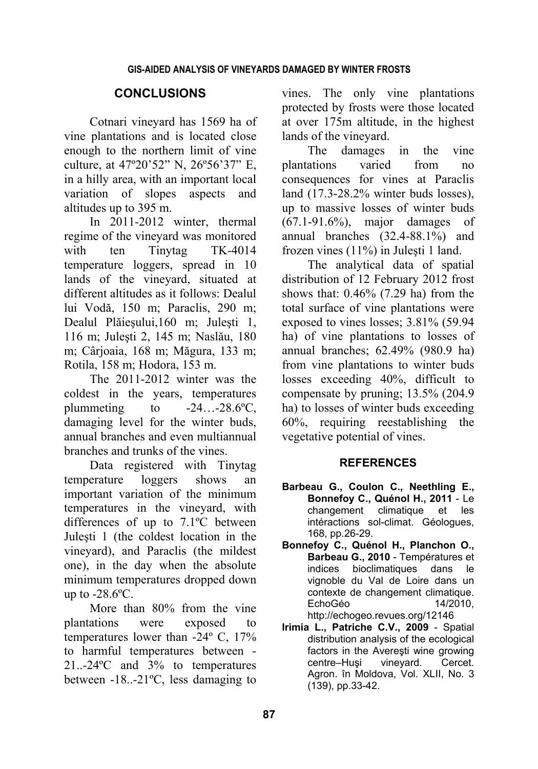## CONCLUSIONS

Cotnari vineyard has 1569 ha of vine plantations and is located close enough to the northern limit of vine culture, at 47º20'52" N, 26º56'37" E, in a hilly area, with an important local variation of slopes aspects and altitudes up to 395 m.

In 2011-2012 winter, thermal regime of the vineyard was monitored with ten Tinytag TK-4014 temperature loggers, spread in 10 lands of the vineyard, situated at different altitudes as it follows: Dealul lui Vodă, 150 m; Paraclis, 290 m; Dealul Plăieşului,160 m; Juleşti 1, 116 m; Juleşti 2, 145 m; Naslău, 180 m; Cârjoaia, 168 m; Măgura, 133 m; Rotila, 158 m; Hodora, 153 m.

The 2011-2012 winter was the coldest in the years, temperatures plummeting to -24…-28.6ºC, damaging level for the winter buds, annual branches and even multiannual branches and trunks of the vines.

Data registered with Tinytag temperature loggers shows an important variation of the minimum temperatures in the vineyard, with differences of up to 7.1ºC between Juleşti 1 (the coldest location in the vineyard), and Paraclis (the mildest one), in the day when the absolute minimum temperatures dropped down up to -28.6ºC.

More than 80% from the vine plantations were exposed to temperatures lower than -24º C, 17% to harmful temperatures between -21..-24ºC and 3% to temperatures between -18..-21ºC, less damaging to vines. The only vine plantations protected by frosts were those located at over 175m altitude, in the highest lands of the vineyard.

The damages in the vine plantations varied from no consequences for vines at Paraclis land (17.3-28.2% winter buds losses), up to massive losses of winter buds (67.1-91.6%), major damages of annual branches (32.4-88.1%) and frozen vines (11%) in Juleşti 1 land.

The analytical data of spatial distribution of 12 February 2012 frost shows that: 0.46% (7.29 ha) from the total surface of vine plantations were exposed to vines losses; 3.81% (59.94 ha) of vine plantations to losses of annual branches; 62.49% (980.9 ha) from vine plantations to winter buds losses exceeding 40%, difficult to compensate by pruning; 13.5% (204.9 ha) to losses of winter buds exceeding 60%, requiring reestablishing the vegetative potential of vines.

## REFERENCES

- **Barbeau G., Coulon C., Neethling E., Bonnefoy C., Quénol H., 2011** - Le changement climatique et les intéractions sol-climat. Géologues, 168, pp.26-29.
- **Bonnefoy C., Quénol H., Planchon O., Barbeau G., 2010** - Températures et indices bioclimatiques dans le vignoble du Val de Loire dans un contexte de changement climatique. EchoGéo 14/2010, http://echogeo.revues.org/12146
- **Irimia L., Patriche C.V., 2009** - Spatial distribution analysis of the ecological factors in the Avereşti wine growing centre–Huşi vineyard. Cercet. Agron. în Moldova, Vol. XLII, No. 3 (139), pp.33-42.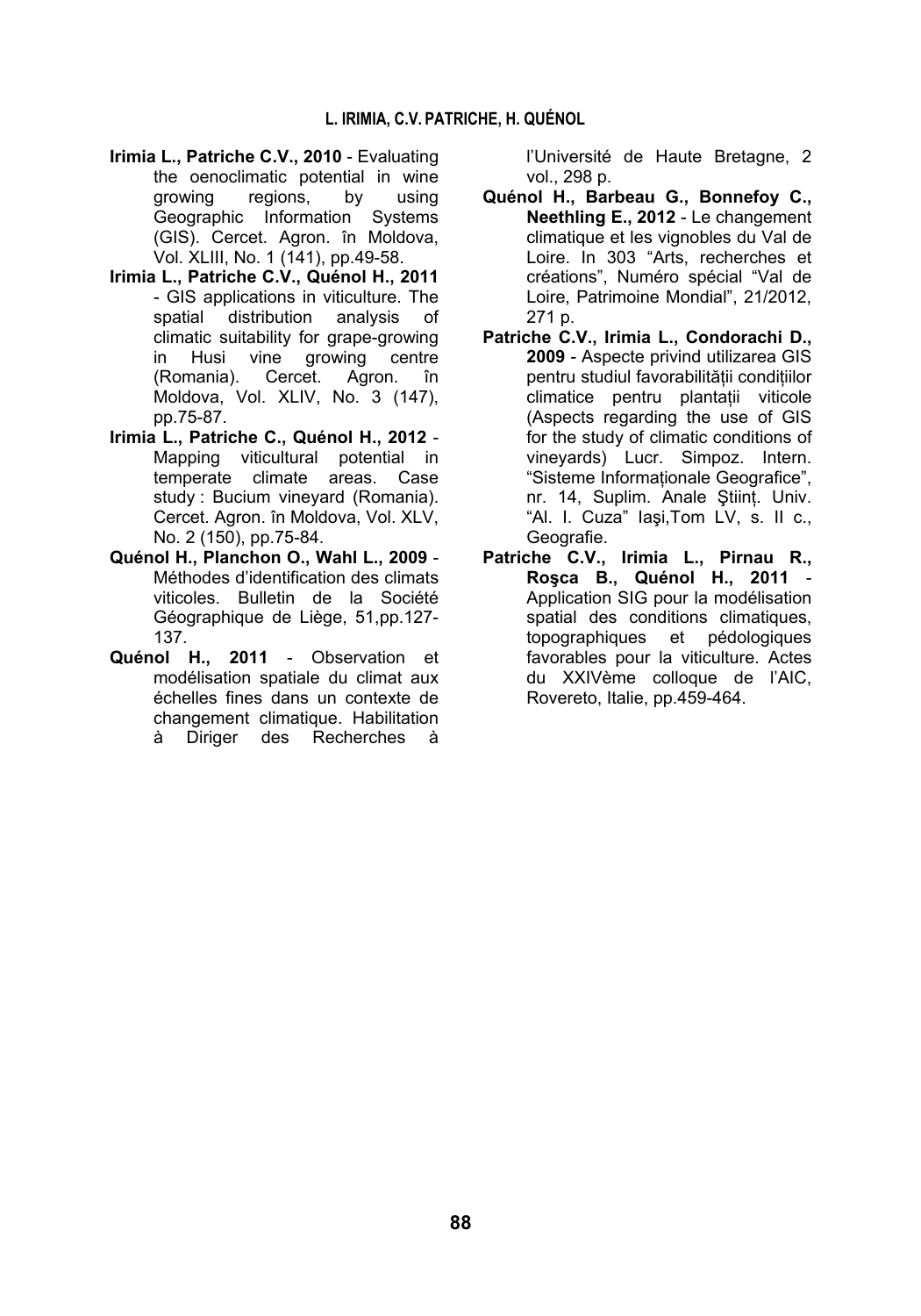**Irimia L., Patriche C.V., 2010** - Evaluating the oenoclimatic potential in wine growing regions, by using Geographic Information Systems (GIS). Cercet. Agron. în Moldova, Vol. XLIII, No. 1 (141), pp.49-58.

**Irimia L., Patriche C.V., Quénol H., 2011** - GIS applications in viticulture. The spatial distribution analysis of climatic suitability for grape-growing in Husi vine growing centre (Romania). Cercet. Agron. în Moldova, Vol. XLIV, No. 3 (147), pp.75-87.

**Irimia L., Patriche C., Quénol H., 2012** - Mapping viticultural potential in temperate climate areas. Case study : Bucium vineyard (Romania). Cercet. Agron. în Moldova, Vol. XLV, No. 2 (150), pp.75-84.

**Quénol H., Planchon O., Wahl L., 2009** - Méthodes d'identification des climats viticoles. Bulletin de la Société Géographique de Liège, 51,pp.127-137.

**Quénol H., 2011** - Observation et modélisation spatiale du climat aux échelles fines dans un contexte de changement climatique. Habilitation à Diriger des Recherches à l'Université de Haute Bretagne, 2 vol., 298 p.

**Quénol H., Barbeau G., Bonnefoy C., Neethling E., 2012** - Le changement climatique et les vignobles du Val de Loire. In 303 "Arts, recherches et créations", Numéro spécial "Val de Loire, Patrimoine Mondial", 21/2012, 271 p.

**Patriche C.V., Irimia L., Condorachi D., 2009** - Aspecte privind utilizarea GIS pentru studiul favorabilității condițiilor climatice pentru plantații viticole (Aspects regarding the use of GIS for the study of climatic conditions of vineyards) Lucr. Simpoz. Intern. "Sisteme Informaționale Geografice", nr. 14, Suplim. Anale Ştiinț. Univ. "Al. I. Cuza" Iaşi,Tom LV, s. II c., Geografie.

**Patriche C.V., Irimia L., Pirnau R., Roşca B., Quénol H., 2011** - Application SIG pour la modélisation spatial des conditions climatiques, topographiques et pédologiques favorables pour la viticulture. Actes du XXIVème colloque de l'AIC, Rovereto, Italie, pp.459-464.